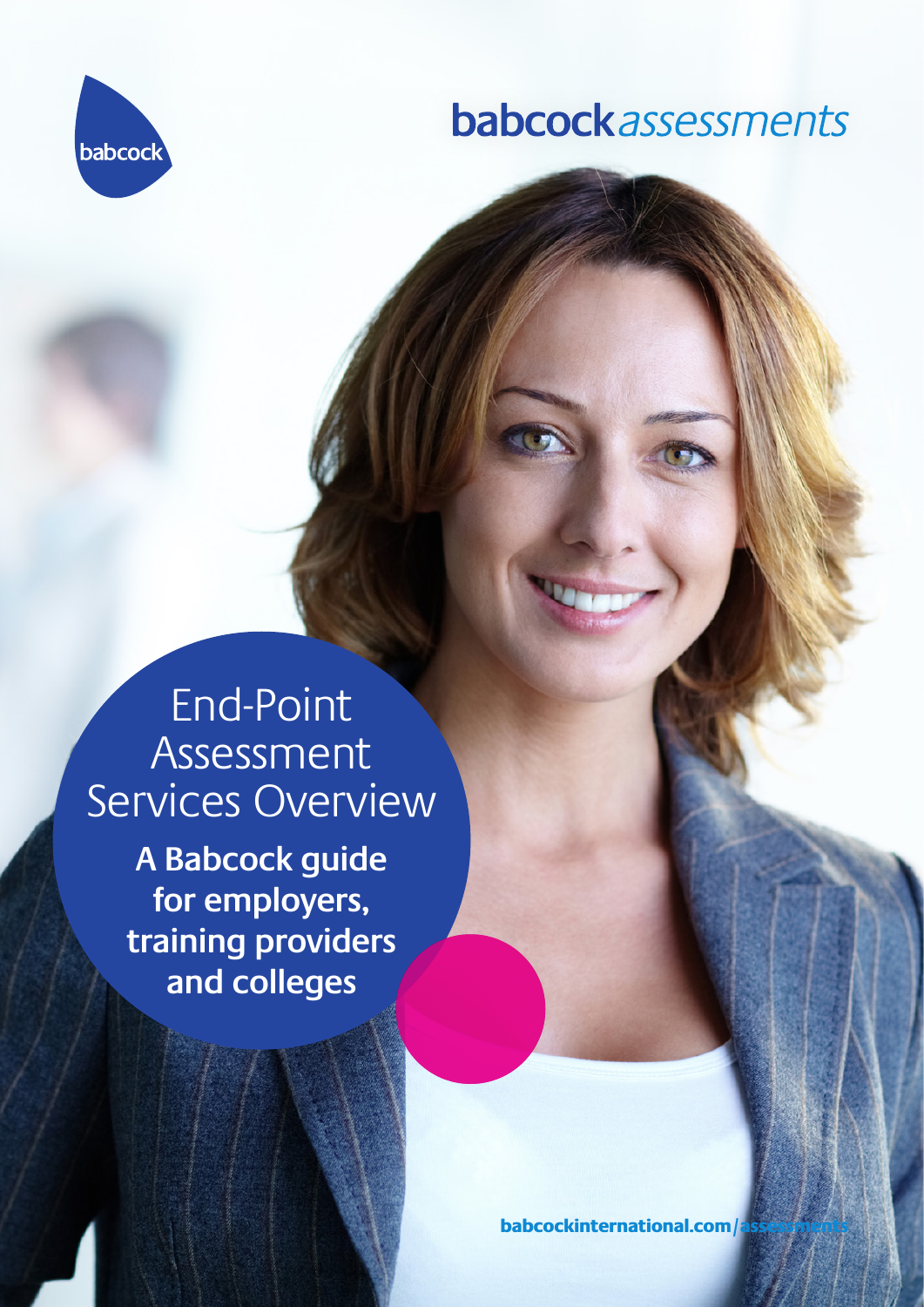babcock

# babcock*assessments*

# End-Point Assessment Services Overview

**A Babcock guide for employers, training providers and colleges**

**babcockinternational.com/assessments**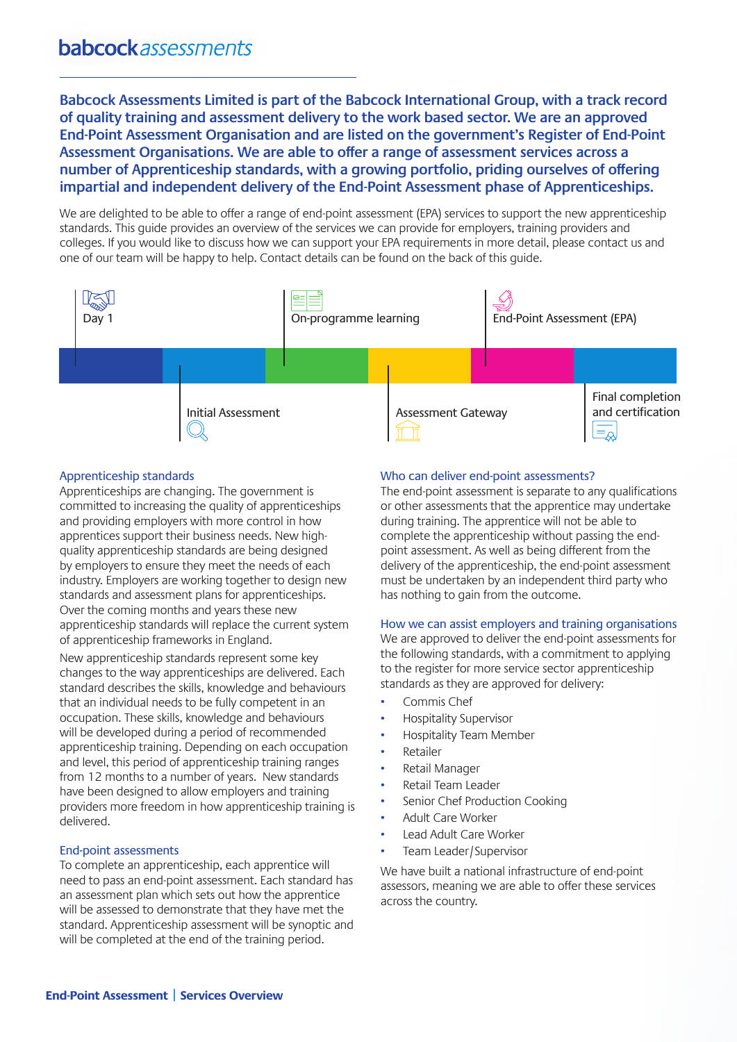babcock*assessments*

**Babcock Assessments Limited is part of the Babcock International Group, with a track record of quality training and assessment delivery to the work based sector. We are an approved End-Point Assessment Organisation and are listed on the government's Register of End-Point Assessment Organisations. We are able to offer a range of assessment services across a number of Apprenticeship standards, with a growing portfolio, priding ourselves of offering impartial and independent delivery of the End-Point Assessment phase of Apprenticeships.**

We are delighted to be able to offer a range of end-point assessment (EPA) services to support the new apprenticeship standards. This guide provides an overview of the services we can provide for employers, training providers and colleges. If you would like to discuss how we can support your EPA requirements in more detail, please contact us and one of our team will be happy to help. Contact details can be found on the back of this guide.

Day 1 → Initial Assessment → On-programme learning → Assessment Gateway → End-Point Assessment (EPA) → Final completion and certification

## Apprenticeship standards

Apprenticeships are changing. The government is committed to increasing the quality of apprenticeships and providing employers with more control in how apprentices support their business needs. New high-quality apprenticeship standards are being designed by employers to ensure they meet the needs of each industry. Employers are working together to design new standards and assessment plans for apprenticeships. Over the coming months and years these new apprenticeship standards will replace the current system of apprenticeship frameworks in England.

New apprenticeship standards represent some key changes to the way apprenticeships are delivered. Each standard describes the skills, knowledge and behaviours that an individual needs to be fully competent in an occupation. These skills, knowledge and behaviours will be developed during a period of recommended apprenticeship training. Depending on each occupation and level, this period of apprenticeship training ranges from 12 months to a number of years. New standards have been designed to allow employers and training providers more freedom in how apprenticeship training is delivered.

## End-point assessments

To complete an apprenticeship, each apprentice will need to pass an end-point assessment. Each standard has an assessment plan which sets out how the apprentice will be assessed to demonstrate that they have met the standard. Apprenticeship assessment will be synoptic and will be completed at the end of the training period.

## Who can deliver end-point assessments?

The end-point assessment is separate to any qualifications or other assessments that the apprentice may undertake during training. The apprentice will not be able to complete the apprenticeship without passing the end-point assessment. As well as being different from the delivery of the apprenticeship, the end-point assessment must be undertaken by an independent third party who has nothing to gain from the outcome.

## How we can assist employers and training organisations

We are approved to deliver the end-point assessments for the following standards, with a commitment to applying to the register for more service sector apprenticeship standards as they are approved for delivery:

- Commis Chef
- Hospitality Supervisor
- Hospitality Team Member
- Retailer
- Retail Manager
- Retail Team Leader
- Senior Chef Production Cooking
- Adult Care Worker
- Lead Adult Care Worker
- Team Leader/Supervisor

We have built a national infrastructure of end-point assessors, meaning we are able to offer these services across the country.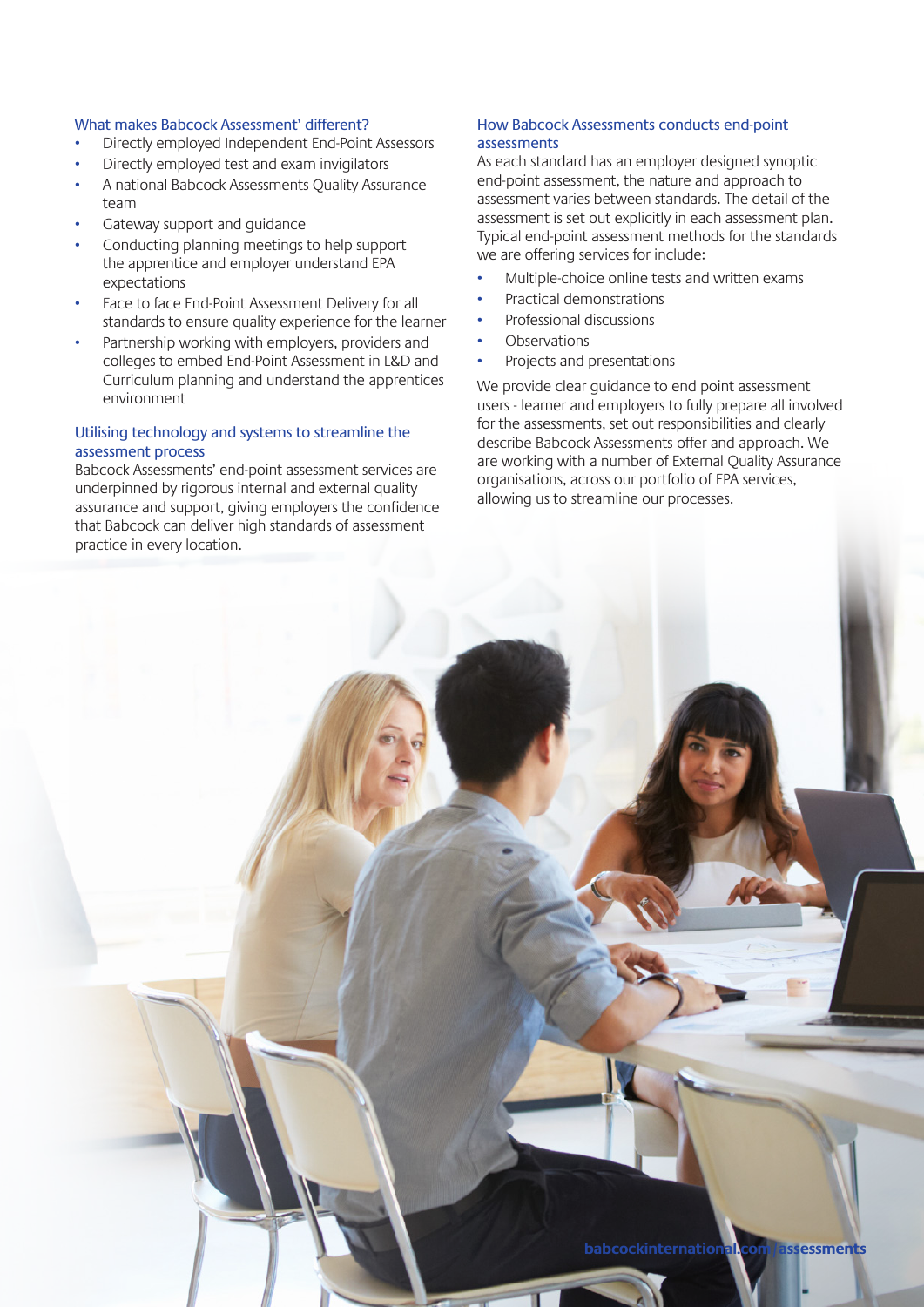### What makes Babcock Assessment' different?

- Directly employed Independent End-Point Assessors
- Directly employed test and exam invigilators
- A national Babcock Assessments Quality Assurance team
- Gateway support and guidance
- Conducting planning meetings to help support the apprentice and employer understand EPA expectations
- Face to face End-Point Assessment Delivery for all standards to ensure quality experience for the learner
- Partnership working with employers, providers and colleges to embed End-Point Assessment in L&D and Curriculum planning and understand the apprentices environment

### Utilising technology and systems to streamline the assessment process

Babcock Assessments' end-point assessment services are underpinned by rigorous internal and external quality assurance and support, giving employers the confidence that Babcock can deliver high standards of assessment practice in every location.

### How Babcock Assessments conducts end-point assessments

As each standard has an employer designed synoptic end-point assessment, the nature and approach to assessment varies between standards. The detail of the assessment is set out explicitly in each assessment plan. Typical end-point assessment methods for the standards we are offering services for include:

- Multiple-choice online tests and written exams
- Practical demonstrations
- Professional discussions
- Observations
- Projects and presentations

We provide clear guidance to end point assessment users - learner and employers to fully prepare all involved for the assessments, set out responsibilities and clearly describe Babcock Assessments offer and approach. We are working with a number of External Quality Assurance organisations, across our portfolio of EPA services, allowing us to streamline our processes.

babcockinternational.com/assessments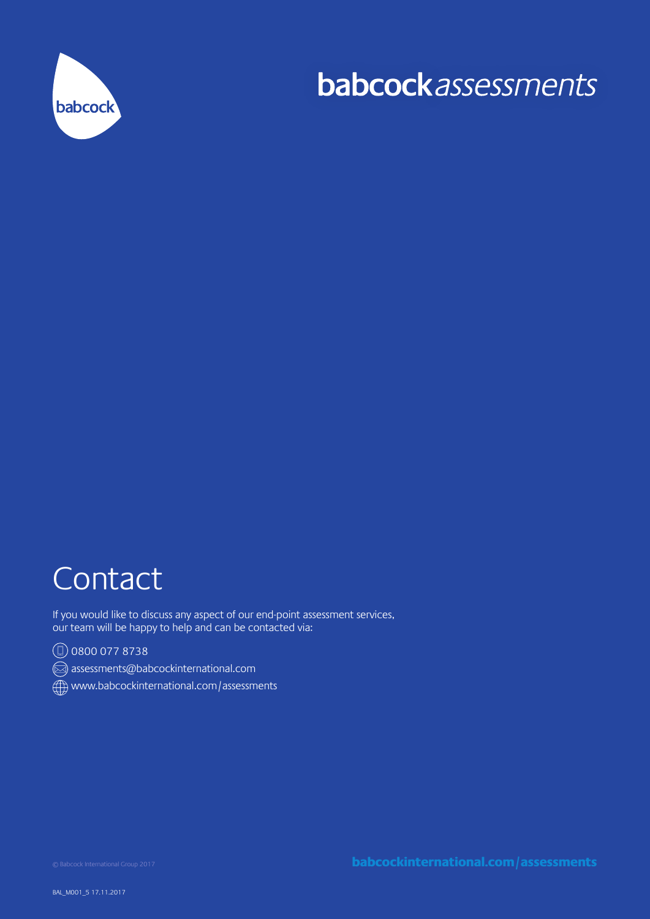babcock assessments

# Contact

If you would like to discuss any aspect of our end-point assessment services, our team will be happy to help and can be contacted via:

0800 077 8738

assessments@babcockinternational.com

www.babcockinternational.com/assessments

© Babcock International Group 2017

babcockinternational.com/assessments

BAL_M001_5 17.11.2017